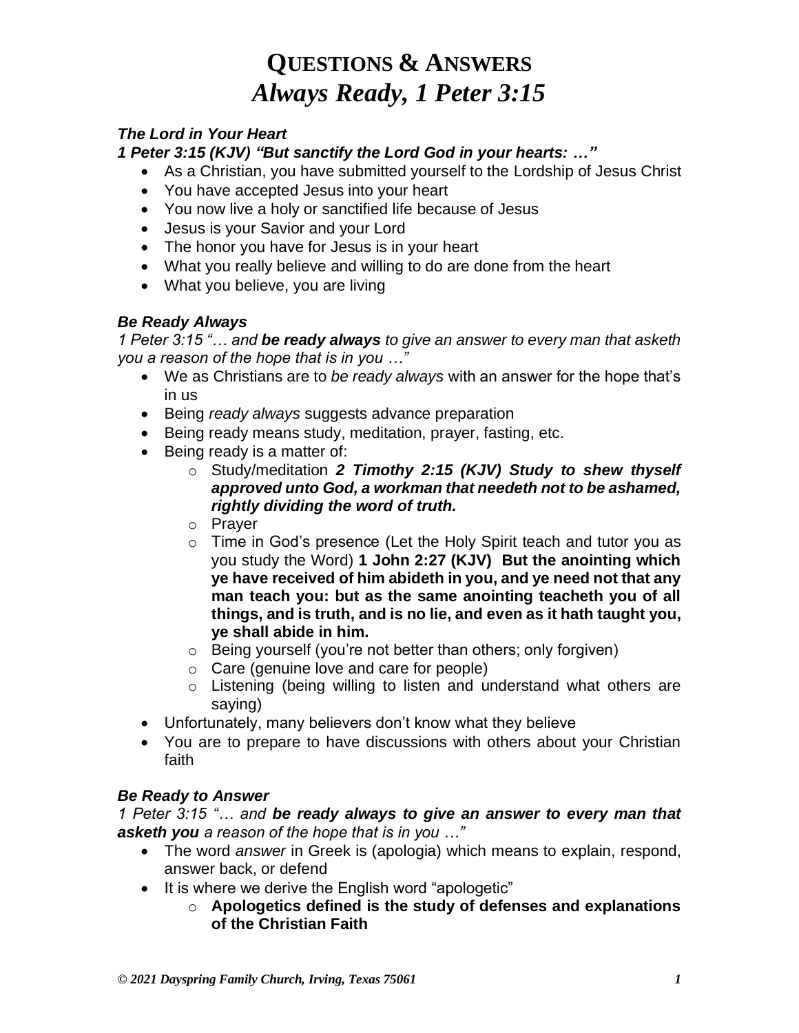# QUESTIONS & ANSWERS
# *Always Ready, 1 Peter 3:15*

***The Lord in Your Heart***

***1 Peter 3:15 (KJV) "But sanctify the Lord God in your hearts: …"***

- As a Christian, you have submitted yourself to the Lordship of Jesus Christ
- You have accepted Jesus into your heart
- You now live a holy or sanctified life because of Jesus
- Jesus is your Savior and your Lord
- The honor you have for Jesus is in your heart
- What you really believe and willing to do are done from the heart
- What you believe, you are living

***Be Ready Always***

*1 Peter 3:15 "… and **be ready always** to give an answer to every man that asketh you a reason of the hope that is in you …"*

- We as Christians are to *be ready always* with an answer for the hope that's in us
- Being *ready always* suggests advance preparation
- Being ready means study, meditation, prayer, fasting, etc.
- Being ready is a matter of:
  - Study/meditation ***2 Timothy 2:15 (KJV) Study to shew thyself approved unto God, a workman that needeth not to be ashamed, rightly dividing the word of truth.***
  - Prayer
  - Time in God's presence (Let the Holy Spirit teach and tutor you as you study the Word) **1 John 2:27 (KJV) But the anointing which ye have received of him abideth in you, and ye need not that any man teach you: but as the same anointing teacheth you of all things, and is truth, and is no lie, and even as it hath taught you, ye shall abide in him.**
  - Being yourself (you're not better than others; only forgiven)
  - Care (genuine love and care for people)
  - Listening (being willing to listen and understand what others are saying)
- Unfortunately, many believers don't know what they believe
- You are to prepare to have discussions with others about your Christian faith

***Be Ready to Answer***

*1 Peter 3:15 "… and **be ready always to give an answer to every man that asketh you** a reason of the hope that is in you …"*

- The word *answer* in Greek is (apologia) which means to explain, respond, answer back, or defend
- It is where we derive the English word "apologetic"
  - **Apologetics defined is the study of defenses and explanations of the Christian Faith**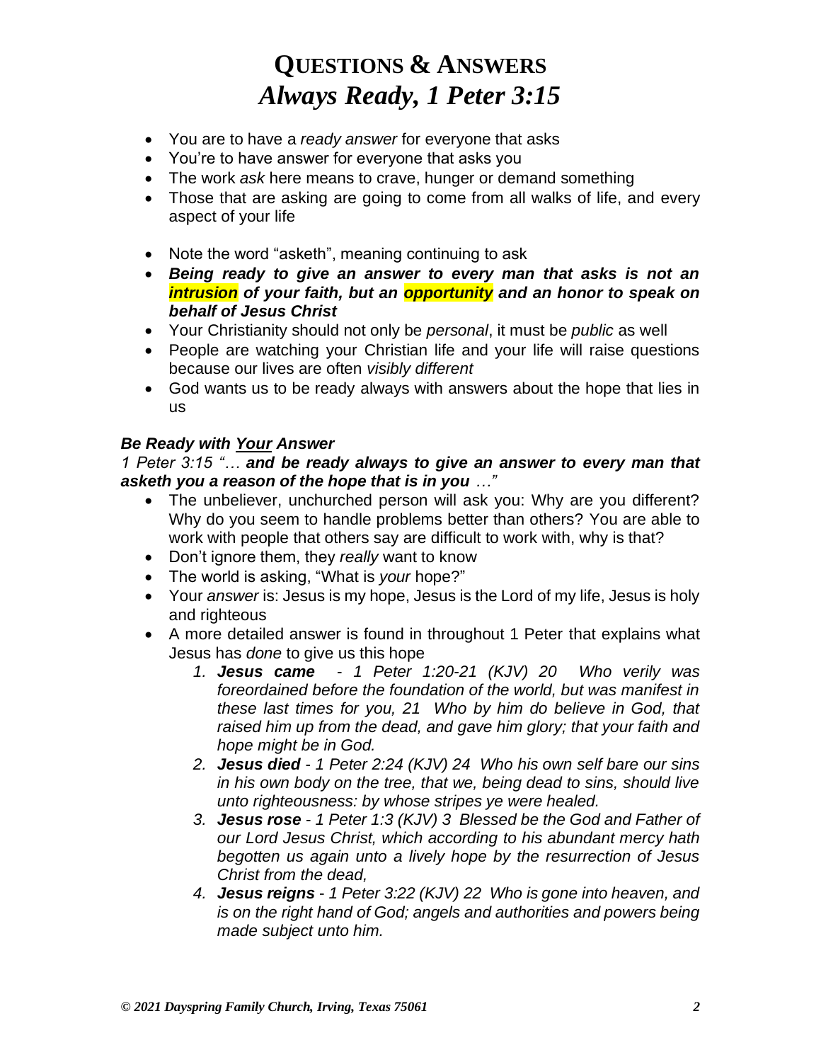# QUESTIONS & ANSWERS
## *Always Ready, 1 Peter 3:15*

- You are to have a *ready answer* for everyone that asks
- You're to have answer for everyone that asks you
- The work *ask* here means to crave, hunger or demand something
- Those that are asking are going to come from all walks of life, and every aspect of your life

- Note the word "asketh", meaning continuing to ask
- ***Being ready to give an answer to every man that asks is not an intrusion of your faith, but an opportunity and an honor to speak on behalf of Jesus Christ***
- Your Christianity should not only be *personal*, it must be *public* as well
- People are watching your Christian life and your life will raise questions because our lives are often *visibly different*
- God wants us to be ready always with answers about the hope that lies in us

***Be Ready with Your Answer***

*1 Peter 3:15 "… **and be ready always to give an answer to every man that asketh you a reason of the hope that is in you** …"*

- The unbeliever, unchurched person will ask you: Why are you different? Why do you seem to handle problems better than others? You are able to work with people that others say are difficult to work with, why is that?
- Don't ignore them, they *really* want to know
- The world is asking, "What is *your* hope?"
- Your *answer* is: Jesus is my hope, Jesus is the Lord of my life, Jesus is holy and righteous
- A more detailed answer is found in throughout 1 Peter that explains what Jesus has *done* to give us this hope
  1. ***Jesus came*** *- 1 Peter 1:20-21 (KJV) 20 Who verily was foreordained before the foundation of the world, but was manifest in these last times for you, 21 Who by him do believe in God, that raised him up from the dead, and gave him glory; that your faith and hope might be in God.*
  2. ***Jesus died*** *- 1 Peter 2:24 (KJV) 24 Who his own self bare our sins in his own body on the tree, that we, being dead to sins, should live unto righteousness: by whose stripes ye were healed.*
  3. ***Jesus rose*** *- 1 Peter 1:3 (KJV) 3 Blessed be the God and Father of our Lord Jesus Christ, which according to his abundant mercy hath begotten us again unto a lively hope by the resurrection of Jesus Christ from the dead,*
  4. ***Jesus reigns*** *- 1 Peter 3:22 (KJV) 22 Who is gone into heaven, and is on the right hand of God; angels and authorities and powers being made subject unto him.*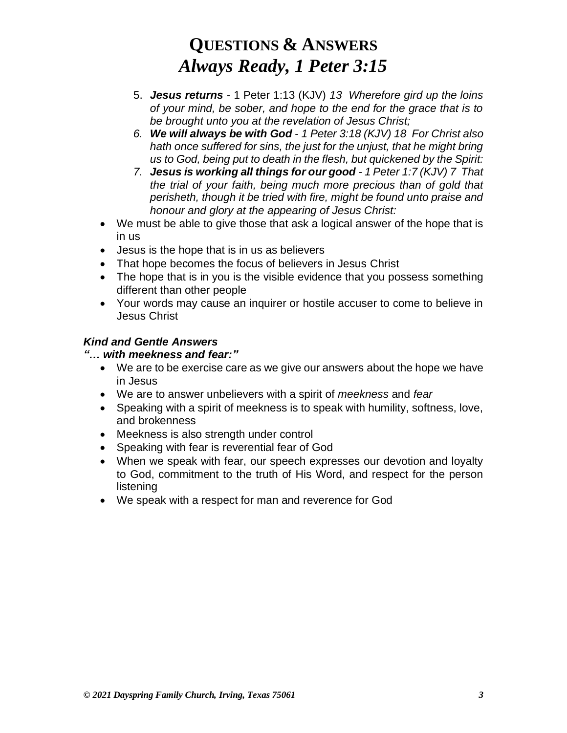5. ***Jesus returns*** - 1 Peter 1:13 (KJV) *13 Wherefore gird up the loins of your mind, be sober, and hope to the end for the grace that is to be brought unto you at the revelation of Jesus Christ;*
6. ***We will always be with God*** *- 1 Peter 3:18 (KJV) 18 For Christ also hath once suffered for sins, the just for the unjust, that he might bring us to God, being put to death in the flesh, but quickened by the Spirit:*
7. ***Jesus is working all things for our good*** *- 1 Peter 1:7 (KJV) 7 That the trial of your faith, being much more precious than of gold that perisheth, though it be tried with fire, might be found unto praise and honour and glory at the appearing of Jesus Christ:*

- We must be able to give those that ask a logical answer of the hope that is in us
- Jesus is the hope that is in us as believers
- That hope becomes the focus of believers in Jesus Christ
- The hope that is in you is the visible evidence that you possess something different than other people
- Your words may cause an inquirer or hostile accuser to come to believe in Jesus Christ

***Kind and Gentle Answers***
***"… with meekness and fear:"***

- We are to be exercise care as we give our answers about the hope we have in Jesus
- We are to answer unbelievers with a spirit of *meekness* and *fear*
- Speaking with a spirit of meekness is to speak with humility, softness, love, and brokenness
- Meekness is also strength under control
- Speaking with fear is reverential fear of God
- When we speak with fear, our speech expresses our devotion and loyalty to God, commitment to the truth of His Word, and respect for the person listening
- We speak with a respect for man and reverence for God